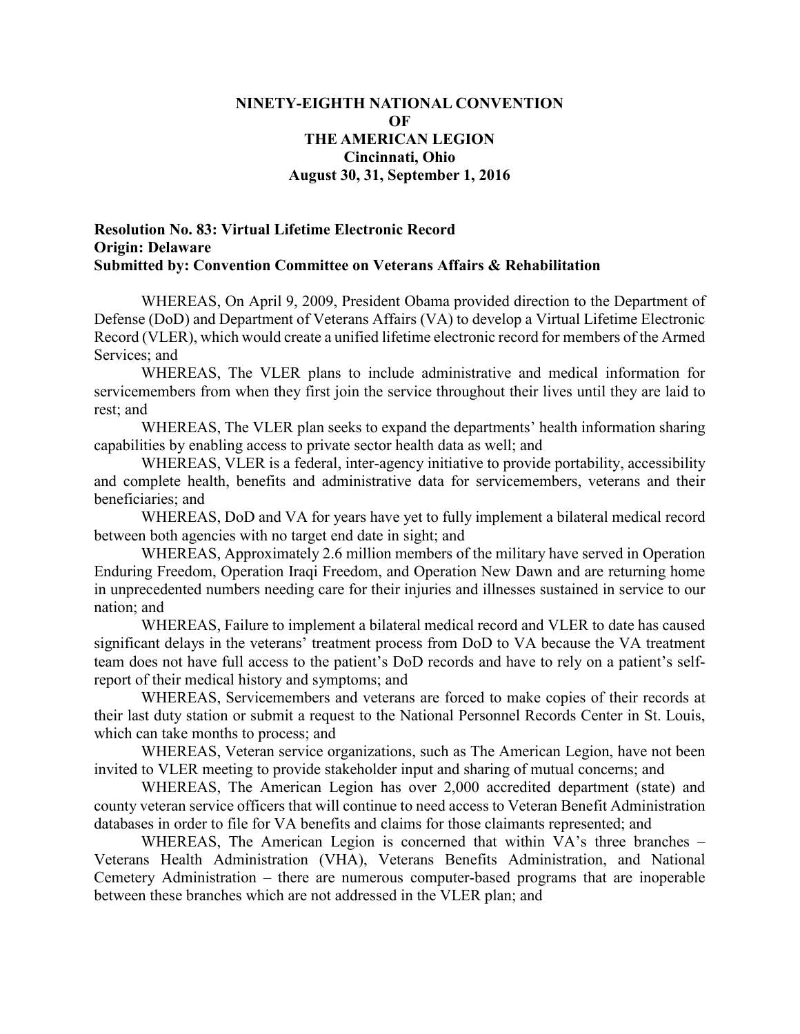# NINETY-EIGHTH NATIONAL CONVENTION
# OF
# THE AMERICAN LEGION
## Cincinnati, Ohio
## August 30, 31, September 1, 2016

**Resolution No. 83: Virtual Lifetime Electronic Record**
**Origin: Delaware**
**Submitted by: Convention Committee on Veterans Affairs & Rehabilitation**

WHEREAS, On April 9, 2009, President Obama provided direction to the Department of Defense (DoD) and Department of Veterans Affairs (VA) to develop a Virtual Lifetime Electronic Record (VLER), which would create a unified lifetime electronic record for members of the Armed Services; and

WHEREAS, The VLER plans to include administrative and medical information for servicemembers from when they first join the service throughout their lives until they are laid to rest; and

WHEREAS, The VLER plan seeks to expand the departments' health information sharing capabilities by enabling access to private sector health data as well; and

WHEREAS, VLER is a federal, inter-agency initiative to provide portability, accessibility and complete health, benefits and administrative data for servicemembers, veterans and their beneficiaries; and

WHEREAS, DoD and VA for years have yet to fully implement a bilateral medical record between both agencies with no target end date in sight; and

WHEREAS, Approximately 2.6 million members of the military have served in Operation Enduring Freedom, Operation Iraqi Freedom, and Operation New Dawn and are returning home in unprecedented numbers needing care for their injuries and illnesses sustained in service to our nation; and

WHEREAS, Failure to implement a bilateral medical record and VLER to date has caused significant delays in the veterans' treatment process from DoD to VA because the VA treatment team does not have full access to the patient's DoD records and have to rely on a patient's self-report of their medical history and symptoms; and

WHEREAS, Servicemembers and veterans are forced to make copies of their records at their last duty station or submit a request to the National Personnel Records Center in St. Louis, which can take months to process; and

WHEREAS, Veteran service organizations, such as The American Legion, have not been invited to VLER meeting to provide stakeholder input and sharing of mutual concerns; and

WHEREAS, The American Legion has over 2,000 accredited department (state) and county veteran service officers that will continue to need access to Veteran Benefit Administration databases in order to file for VA benefits and claims for those claimants represented; and

WHEREAS, The American Legion is concerned that within VA's three branches – Veterans Health Administration (VHA), Veterans Benefits Administration, and National Cemetery Administration – there are numerous computer-based programs that are inoperable between these branches which are not addressed in the VLER plan; and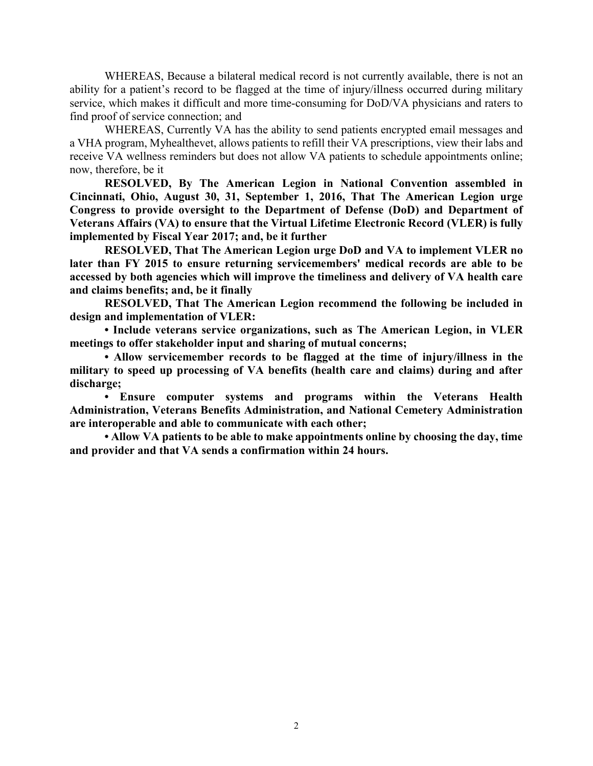WHEREAS, Because a bilateral medical record is not currently available, there is not an ability for a patient's record to be flagged at the time of injury/illness occurred during military service, which makes it difficult and more time-consuming for DoD/VA physicians and raters to find proof of service connection; and

WHEREAS, Currently VA has the ability to send patients encrypted email messages and a VHA program, Myhealthevet, allows patients to refill their VA prescriptions, view their labs and receive VA wellness reminders but does not allow VA patients to schedule appointments online; now, therefore, be it

**RESOLVED, By The American Legion in National Convention assembled in Cincinnati, Ohio, August 30, 31, September 1, 2016, That The American Legion urge Congress to provide oversight to the Department of Defense (DoD) and Department of Veterans Affairs (VA) to ensure that the Virtual Lifetime Electronic Record (VLER) is fully implemented by Fiscal Year 2017; and, be it further**

**RESOLVED, That The American Legion urge DoD and VA to implement VLER no later than FY 2015 to ensure returning servicemembers' medical records are able to be accessed by both agencies which will improve the timeliness and delivery of VA health care and claims benefits; and, be it finally**

**RESOLVED, That The American Legion recommend the following be included in design and implementation of VLER:**

**• Include veterans service organizations, such as The American Legion, in VLER meetings to offer stakeholder input and sharing of mutual concerns;**

**• Allow servicemember records to be flagged at the time of injury/illness in the military to speed up processing of VA benefits (health care and claims) during and after discharge;**

**• Ensure computer systems and programs within the Veterans Health Administration, Veterans Benefits Administration, and National Cemetery Administration are interoperable and able to communicate with each other;**

**• Allow VA patients to be able to make appointments online by choosing the day, time and provider and that VA sends a confirmation within 24 hours.**